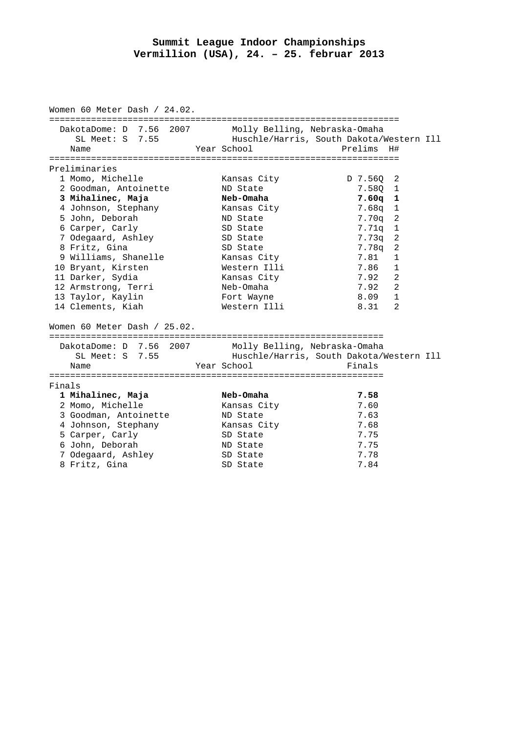# Summit League Indoor Championships
## Vermillion (USA), 24. – 25. februar 2013

### Women 60 Meter Dash / 24.02.

DakotaDome: D 7.56 2007 Molly Belling, Nebraska-Omaha
SL Meet: S 7.55 Huschle/Harris, South Dakota/Western Ill

**Preliminaries**

| | Name | Year | School | Prelims | H# |
|---|---|---|---|---|---|
| 1 | Momo, Michelle | | Kansas City | D 7.56Q | 2 |
| 2 | Goodman, Antoinette | | ND State | 7.58Q | 1 |
| **3** | **Mihalinec, Maja** | | **Neb-Omaha** | **7.60q** | **1** |
| 4 | Johnson, Stephany | | Kansas City | 7.68q | 1 |
| 5 | John, Deborah | | ND State | 7.70q | 2 |
| 6 | Carper, Carly | | SD State | 7.71q | 1 |
| 7 | Odegaard, Ashley | | SD State | 7.73q | 2 |
| 8 | Fritz, Gina | | SD State | 7.78q | 2 |
| 9 | Williams, Shanelle | | Kansas City | 7.81 | 1 |
| 10 | Bryant, Kirsten | | Western Illi | 7.86 | 1 |
| 11 | Darker, Sydia | | Kansas City | 7.92 | 2 |
| 12 | Armstrong, Terri | | Neb-Omaha | 7.92 | 2 |
| 13 | Taylor, Kaylin | | Fort Wayne | 8.09 | 1 |
| 14 | Clements, Kiah | | Western Illi | 8.31 | 2 |

### Women 60 Meter Dash / 25.02.

DakotaDome: D 7.56 2007 Molly Belling, Nebraska-Omaha
SL Meet: S 7.55 Huschle/Harris, South Dakota/Western Ill

**Finals**

| | Name | Year | School | Finals |
|---|---|---|---|---|
| **1** | **Mihalinec, Maja** | | **Neb-Omaha** | **7.58** |
| 2 | Momo, Michelle | | Kansas City | 7.60 |
| 3 | Goodman, Antoinette | | ND State | 7.63 |
| 4 | Johnson, Stephany | | Kansas City | 7.68 |
| 5 | Carper, Carly | | SD State | 7.75 |
| 6 | John, Deborah | | ND State | 7.75 |
| 7 | Odegaard, Ashley | | SD State | 7.78 |
| 8 | Fritz, Gina | | SD State | 7.84 |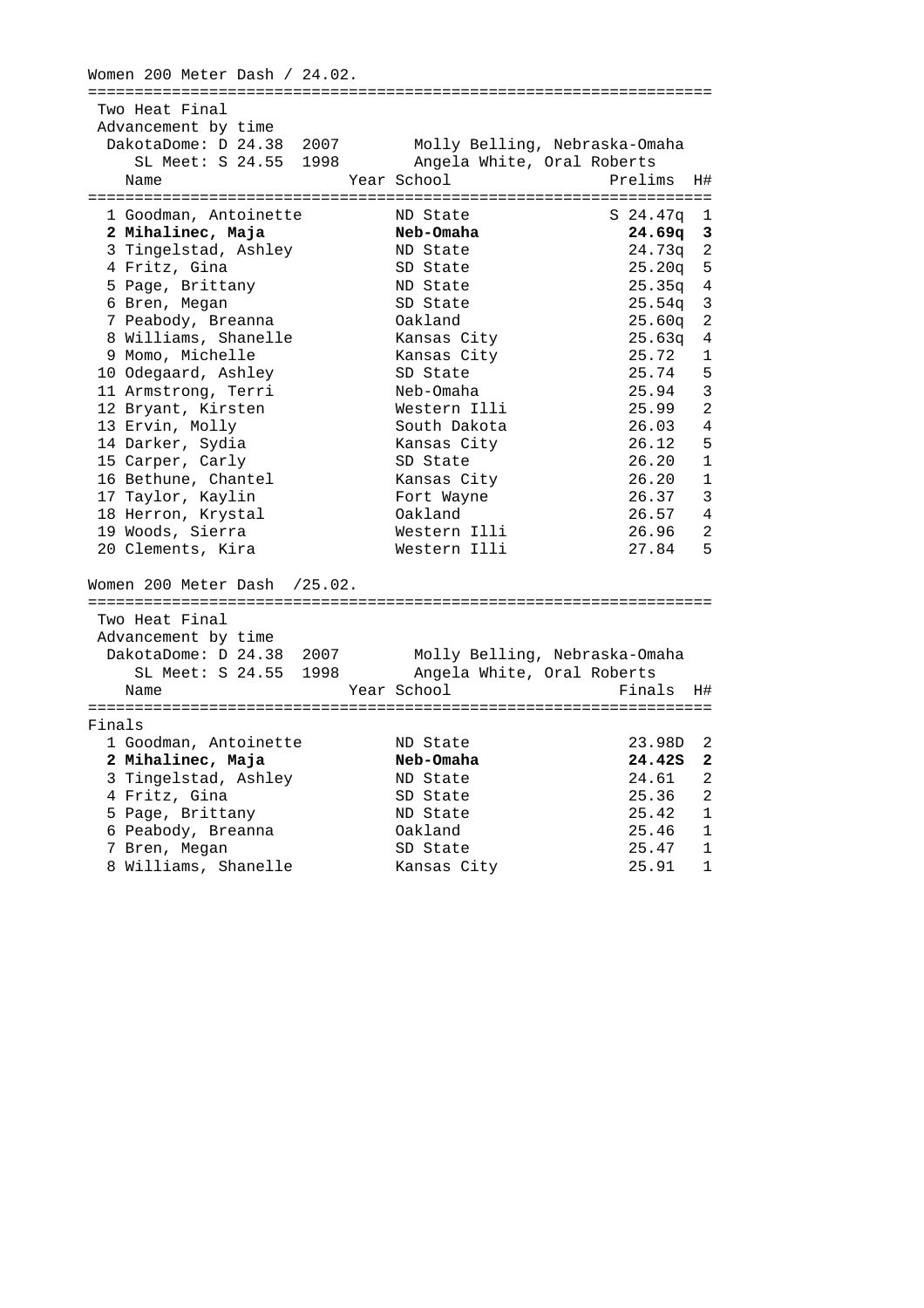Women 200 Meter Dash / 24.02.

Two Heat Final
Advancement by time
DakotaDome: D 24.38 2007 Molly Belling, Nebraska-Omaha
SL Meet: S 24.55 1998 Angela White, Oral Roberts

| | Name | Year | School | Prelims | H# |
|---|---|---|---|---|---|
| 1 | Goodman, Antoinette | | ND State | S 24.47q | 1 |
| **2** | **Mihalinec, Maja** | | **Neb-Omaha** | **24.69q** | **3** |
| 3 | Tingelstad, Ashley | | ND State | 24.73q | 2 |
| 4 | Fritz, Gina | | SD State | 25.20q | 5 |
| 5 | Page, Brittany | | ND State | 25.35q | 4 |
| 6 | Bren, Megan | | SD State | 25.54q | 3 |
| 7 | Peabody, Breanna | | Oakland | 25.60q | 2 |
| 8 | Williams, Shanelle | | Kansas City | 25.63q | 4 |
| 9 | Momo, Michelle | | Kansas City | 25.72 | 1 |
| 10 | Odegaard, Ashley | | SD State | 25.74 | 5 |
| 11 | Armstrong, Terri | | Neb-Omaha | 25.94 | 3 |
| 12 | Bryant, Kirsten | | Western Illi | 25.99 | 2 |
| 13 | Ervin, Molly | | South Dakota | 26.03 | 4 |
| 14 | Darker, Sydia | | Kansas City | 26.12 | 5 |
| 15 | Carper, Carly | | SD State | 26.20 | 1 |
| 16 | Bethune, Chantel | | Kansas City | 26.20 | 1 |
| 17 | Taylor, Kaylin | | Fort Wayne | 26.37 | 3 |
| 18 | Herron, Krystal | | Oakland | 26.57 | 4 |
| 19 | Woods, Sierra | | Western Illi | 26.96 | 2 |
| 20 | Clements, Kira | | Western Illi | 27.84 | 5 |

Women 200 Meter Dash /25.02.

Two Heat Final
Advancement by time
DakotaDome: D 24.38 2007 Molly Belling, Nebraska-Omaha
SL Meet: S 24.55 1998 Angela White, Oral Roberts

Finals

| | Name | Year | School | Finals | H# |
|---|---|---|---|---|---|
| 1 | Goodman, Antoinette | | ND State | 23.98D | 2 |
| **2** | **Mihalinec, Maja** | | **Neb-Omaha** | **24.42S** | **2** |
| 3 | Tingelstad, Ashley | | ND State | 24.61 | 2 |
| 4 | Fritz, Gina | | SD State | 25.36 | 2 |
| 5 | Page, Brittany | | ND State | 25.42 | 1 |
| 6 | Peabody, Breanna | | Oakland | 25.46 | 1 |
| 7 | Bren, Megan | | SD State | 25.47 | 1 |
| 8 | Williams, Shanelle | | Kansas City | 25.91 | 1 |